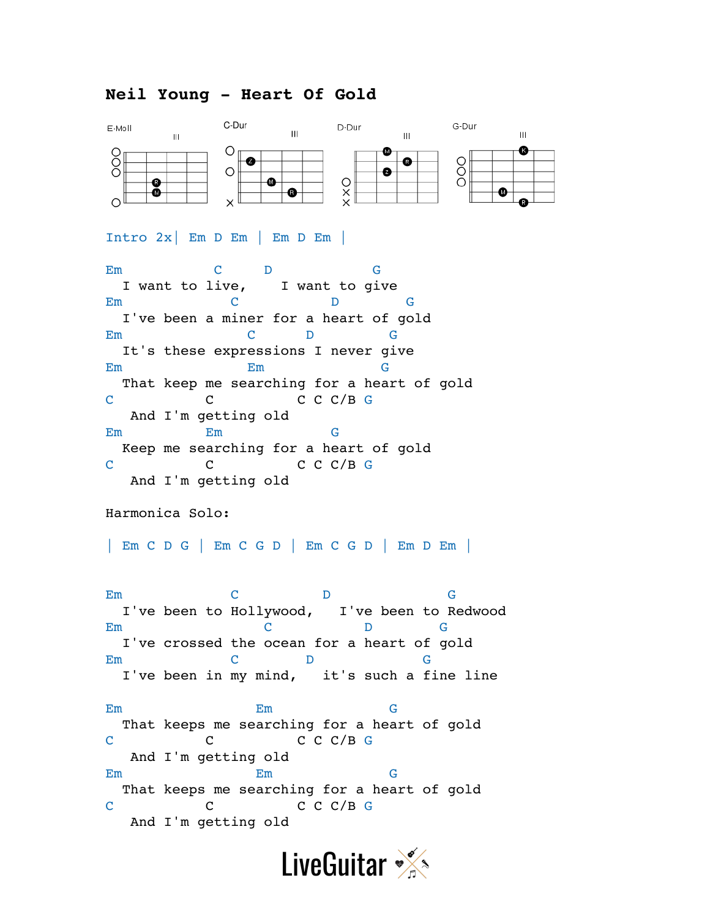# Neil Young - Heart Of Gold

E-Moll    C-Dur    D-Dur    G-Dur

```
Intro 2x| Em D Em | Em D Em |

Em             C      D              G
  I want to live,     I want to give
Em               C            D        G
  I've been a miner for a heart of gold
Em                 C      D         G
  It's these expressions I never give
Em                 Em                G
  That keep me searching for a heart of gold
C            C          C C C/B G
   And I'm getting old
Em          Em            G
  Keep me searching for a heart of gold
C            C          C C C/B G
   And I'm getting old

Harmonica Solo:

| Em C D G | Em C G D | Em C G D | Em D Em |


Em               C           D           G
  I've been to Hollywood,   I've been to Redwood
Em                   C           D       G
  I've crossed the ocean for a heart of gold
Em               C       D           G
  I've been in my mind,   it's such a fine line

Em                 Em              G
  That keeps me searching for a heart of gold
C            C          C C C/B G
   And I'm getting old
Em                 Em              G
  That keeps me searching for a heart of gold
C            C          C C C/B G
   And I'm getting old
```

LiveGuitar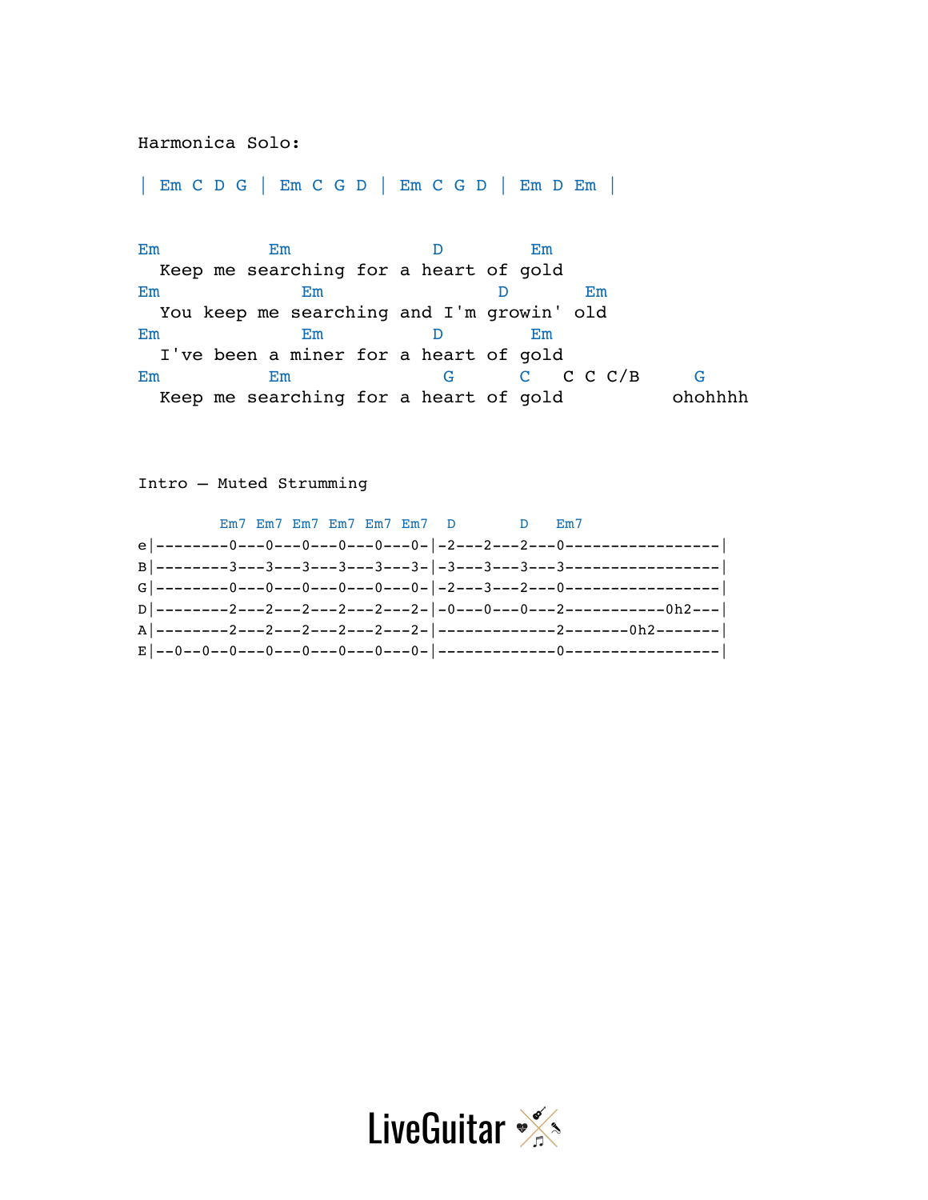Harmonica Solo:

```
| Em  C  D  G | Em  C  G  D | Em  C  G  D | Em  D  Em |
```

```
Em           Em              D         Em
  Keep me searching for a heart of gold
Em              Em              D       Em
  You keep me searching and I'm growin' old
Em              Em          D         Em
  I've been a miner for a heart of gold
Em           Em               G      C   C C C/B     G
  Keep me searching for a heart of gold          ohohhhh
```

Intro – Muted Strumming

```
         Em7  Em7  Em7  Em7  Em7  Em7   D         D    Em7
e|--------0---0---0---0---0---0-|-2---2---2---0-----------------|
B|--------3---3---3---3---3---3-|-3---3---3---3-----------------|
G|--------0---0---0---0---0---0-|-2---3---2---0-----------------|
D|--------2---2---2---2---2---2-|-0---0---0---2-----------0h2---|
A|--------2---2---2---2---2---2-|-------------2-------0h2-------|
E|--0--0--0---0---0---0---0---0-|-------------0-----------------|
```